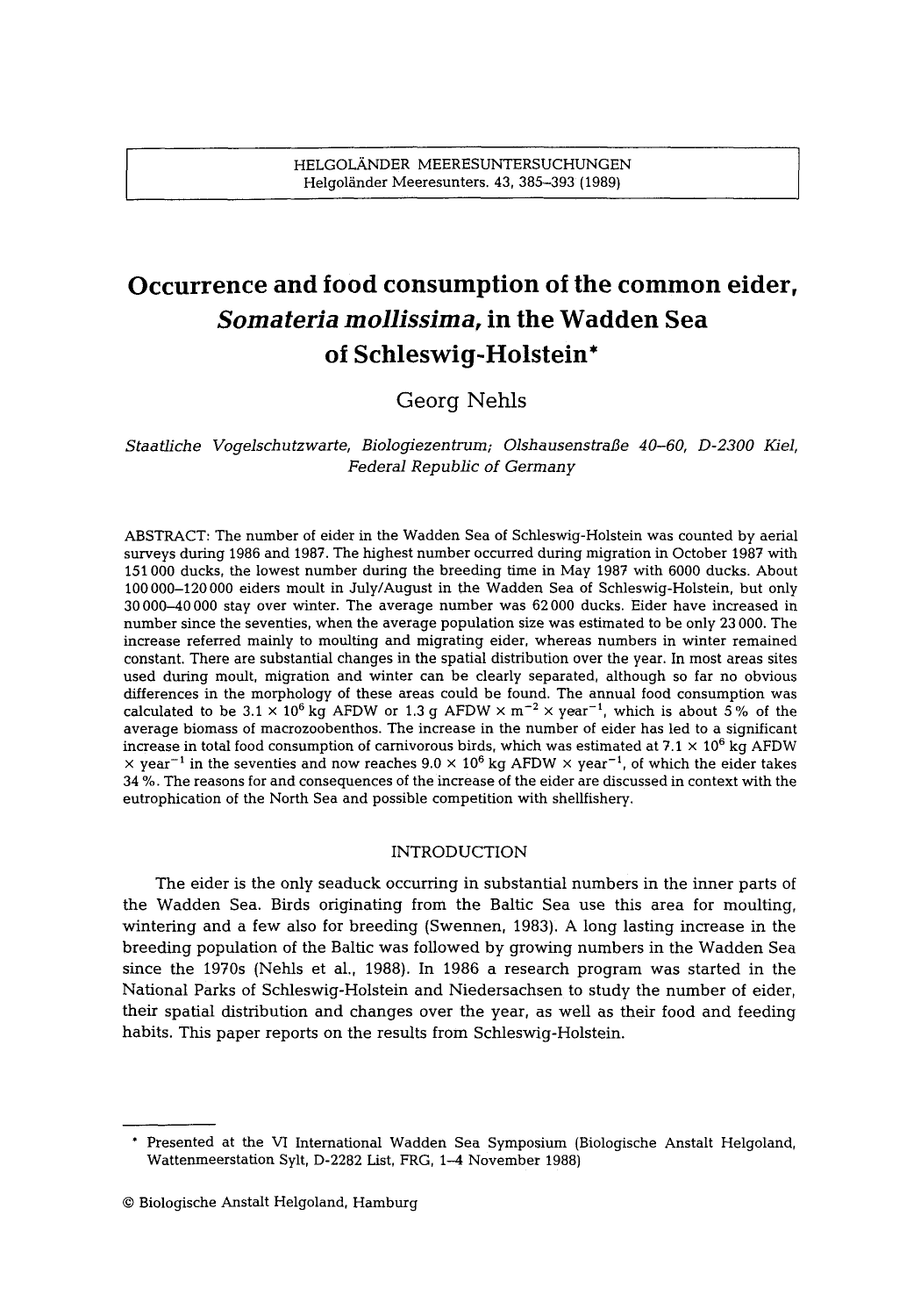# Occurrence and food consumption of the common eider, *Somateria mollissima*, in the Wadden Sea of Schleswig-Holstein*

Georg Nehls

*Staatliche Vogelschutzwarte, Biologiezentrum; Olshausenstraße 40–60, D-2300 Kiel, Federal Republic of Germany*

ABSTRACT: The number of eider in the Wadden Sea of Schleswig-Holstein was counted by aerial surveys during 1986 and 1987. The highest number occurred during migration in October 1987 with 151 000 ducks, the lowest number during the breeding time in May 1987 with 6000 ducks. About 100 000–120 000 eiders moult in July/August in the Wadden Sea of Schleswig-Holstein, but only 30 000–40 000 stay over winter. The average number was 62 000 ducks. Eider have increased in number since the seventies, when the average population size was estimated to be only 23 000. The increase referred mainly to moulting and migrating eider, whereas numbers in winter remained constant. There are substantial changes in the spatial distribution over the year. In most areas sites used during moult, migration and winter can be clearly separated, although so far no obvious differences in the morphology of these areas could be found. The annual food consumption was calculated to be $3.1 \times 10^6$ kg AFDW or 1.3 g AFDW $\times$ m$^{-2}$ $\times$ year$^{-1}$, which is about 5 % of the average biomass of macrozoobenthos. The increase in the number of eider has led to a significant increase in total food consumption of carnivorous birds, which was estimated at $7.1 \times 10^6$ kg AFDW $\times$ year$^{-1}$ in the seventies and now reaches $9.0 \times 10^6$ kg AFDW $\times$ year$^{-1}$, of which the eider takes 34 %. The reasons for and consequences of the increase of the eider are discussed in context with the eutrophication of the North Sea and possible competition with shellfishery.

## INTRODUCTION

The eider is the only seaduck occurring in substantial numbers in the inner parts of the Wadden Sea. Birds originating from the Baltic Sea use this area for moulting, wintering and a few also for breeding (Swennen, 1983). A long lasting increase in the breeding population of the Baltic was followed by growing numbers in the Wadden Sea since the 1970s (Nehls et al., 1988). In 1986 a research program was started in the National Parks of Schleswig-Holstein and Niedersachsen to study the number of eider, their spatial distribution and changes over the year, as well as their food and feeding habits. This paper reports on the results from Schleswig-Holstein.

---

* Presented at the VI International Wadden Sea Symposium (Biologische Anstalt Helgoland, Wattenmeerstation Sylt, D-2282 List, FRG, 1–4 November 1988)

© Biologische Anstalt Helgoland, Hamburg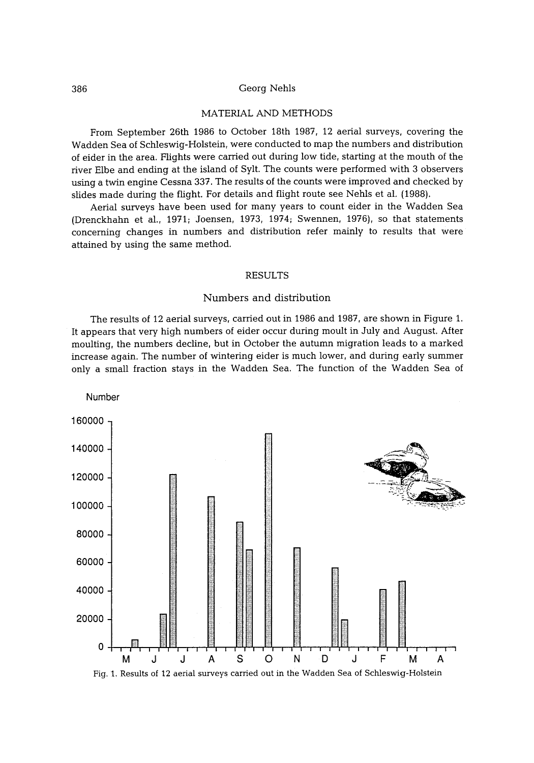## MATERIAL AND METHODS

From September 26th 1986 to October 18th 1987, 12 aerial surveys, covering the Wadden Sea of Schleswig-Holstein, were conducted to map the numbers and distribution of eider in the area. Flights were carried out during low tide, starting at the mouth of the river Elbe and ending at the island of Sylt. The counts were performed with 3 observers using a twin engine Cessna 337. The results of the counts were improved and checked by slides made during the flight. For details and flight route see Nehls et al. (1988).

Aerial surveys have been used for many years to count eider in the Wadden Sea (Drenckhahn et al., 1971; Joensen, 1973, 1974; Swennen, 1976), so that statements concerning changes in numbers and distribution refer mainly to results that were attained by using the same method.

## RESULTS

### Numbers and distribution

The results of 12 aerial surveys, carried out in 1986 and 1987, are shown in Figure 1. It appears that very high numbers of eider occur during moult in July and August. After moulting, the numbers decline, but in October the autumn migration leads to a marked increase again. The number of wintering eider is much lower, and during early summer only a small fraction stays in the Wadden Sea. The function of the Wadden Sea of

Fig. 1. Results of 12 aerial surveys carried out in the Wadden Sea of Schleswig-Holstein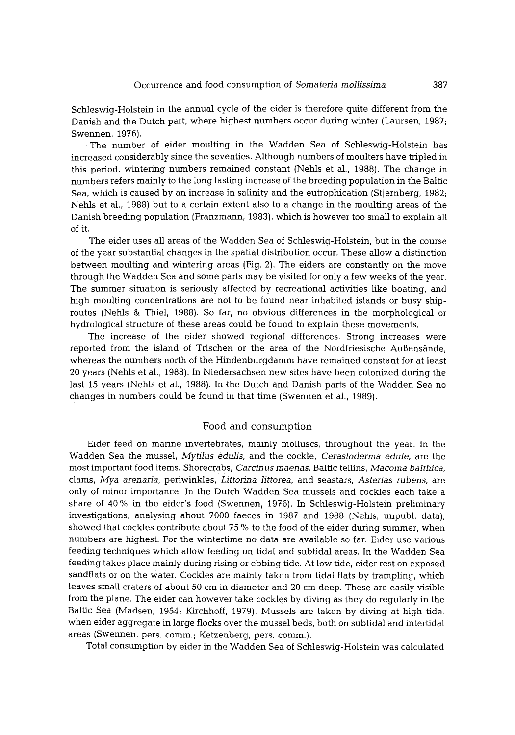Schleswig-Holstein in the annual cycle of the eider is therefore quite different from the Danish and the Dutch part, where highest numbers occur during winter (Laursen, 1987; Swennen, 1976).

The number of eider moulting in the Wadden Sea of Schleswig-Holstein has increased considerably since the seventies. Although numbers of moulters have tripled in this period, wintering numbers remained constant (Nehls et al., 1988). The change in numbers refers mainly to the long lasting increase of the breeding population in the Baltic Sea, which is caused by an increase in salinity and the eutrophication (Stjernberg, 1982; Nehls et al., 1988) but to a certain extent also to a change in the moulting areas of the Danish breeding population (Franzmann, 1983), which is however too small to explain all of it.

The eider uses all areas of the Wadden Sea of Schleswig-Holstein, but in the course of the year substantial changes in the spatial distribution occur. These allow a distinction between moulting and wintering areas (Fig. 2). The eiders are constantly on the move through the Wadden Sea and some parts may be visited for only a few weeks of the year. The summer situation is seriously affected by recreational activities like boating, and high moulting concentrations are not to be found near inhabited islands or busy ship-routes (Nehls & Thiel, 1988). So far, no obvious differences in the morphological or hydrological structure of these areas could be found to explain these movements.

The increase of the eider showed regional differences. Strong increases were reported from the island of Trischen or the area of the Nordfriesische Außensände, whereas the numbers north of the Hindenburgdamm have remained constant for at least 20 years (Nehls et al., 1988). In Niedersachsen new sites have been colonized during the last 15 years (Nehls et al., 1988). In the Dutch and Danish parts of the Wadden Sea no changes in numbers could be found in that time (Swennen et al., 1989).

## Food and consumption

Eider feed on marine invertebrates, mainly molluscs, throughout the year. In the Wadden Sea the mussel, *Mytilus edulis,* and the cockle, *Cerastoderma edule,* are the most important food items. Shorecrabs, *Carcinus maenas,* Baltic tellins, *Macoma balthica,* clams, *Mya arenaria,* periwinkles, *Littorina littorea,* and seastars, *Asterias rubens,* are only of minor importance. In the Dutch Wadden Sea mussels and cockles each take a share of 40 % in the eider's food (Swennen, 1976). In Schleswig-Holstein preliminary investigations, analysing about 7000 faeces in 1987 and 1988 (Nehls, unpubl. data), showed that cockles contribute about 75 % to the food of the eider during summer, when numbers are highest. For the wintertime no data are available so far. Eider use various feeding techniques which allow feeding on tidal and subtidal areas. In the Wadden Sea feeding takes place mainly during rising or ebbing tide. At low tide, eider rest on exposed sandflats or on the water. Cockles are mainly taken from tidal flats by trampling, which leaves small craters of about 50 cm in diameter and 20 cm deep. These are easily visible from the plane. The eider can however take cockles by diving as they do regularly in the Baltic Sea (Madsen, 1954; Kirchhoff, 1979). Mussels are taken by diving at high tide, when eider aggregate in large flocks over the mussel beds, both on subtidal and intertidal areas (Swennen, pers. comm.; Ketzenberg, pers. comm.).

Total consumption by eider in the Wadden Sea of Schleswig-Holstein was calculated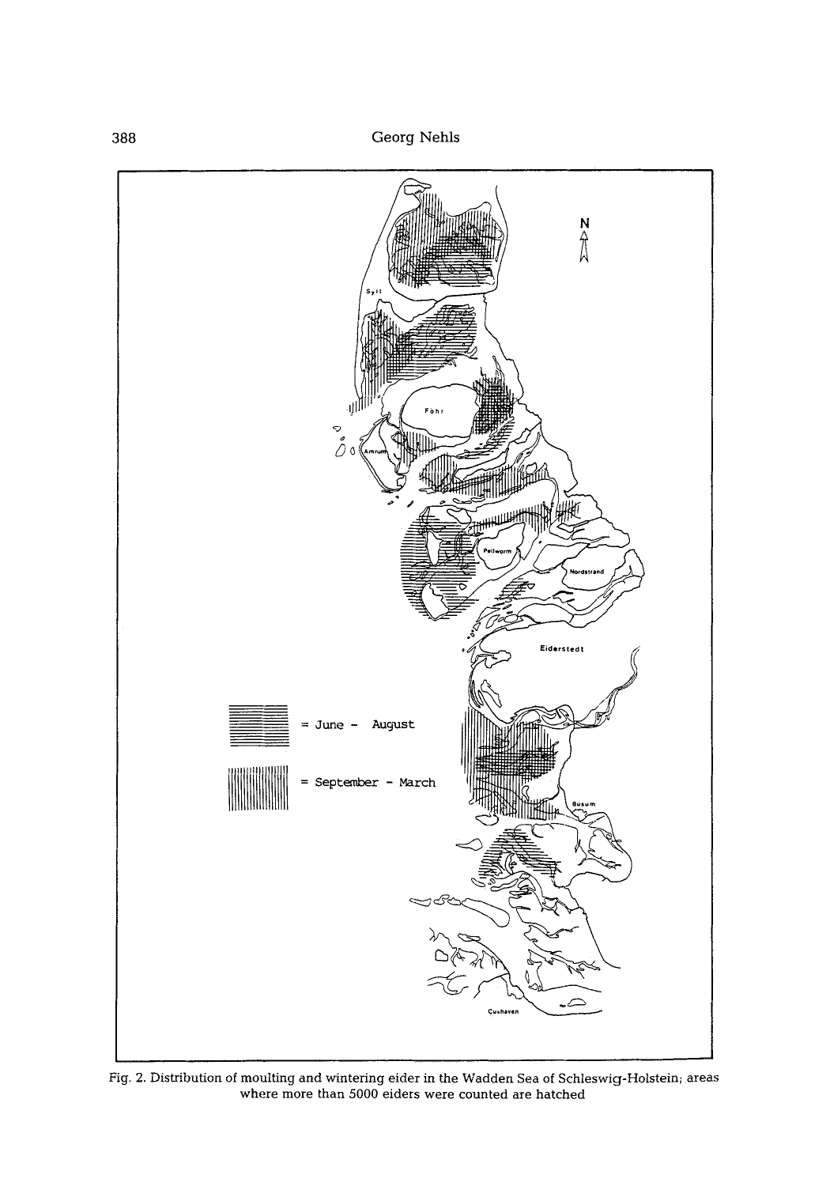Fig. 2. Distribution of moulting and wintering eider in the Wadden Sea of Schleswig-Holstein; areas where more than 5000 eiders were counted are hatched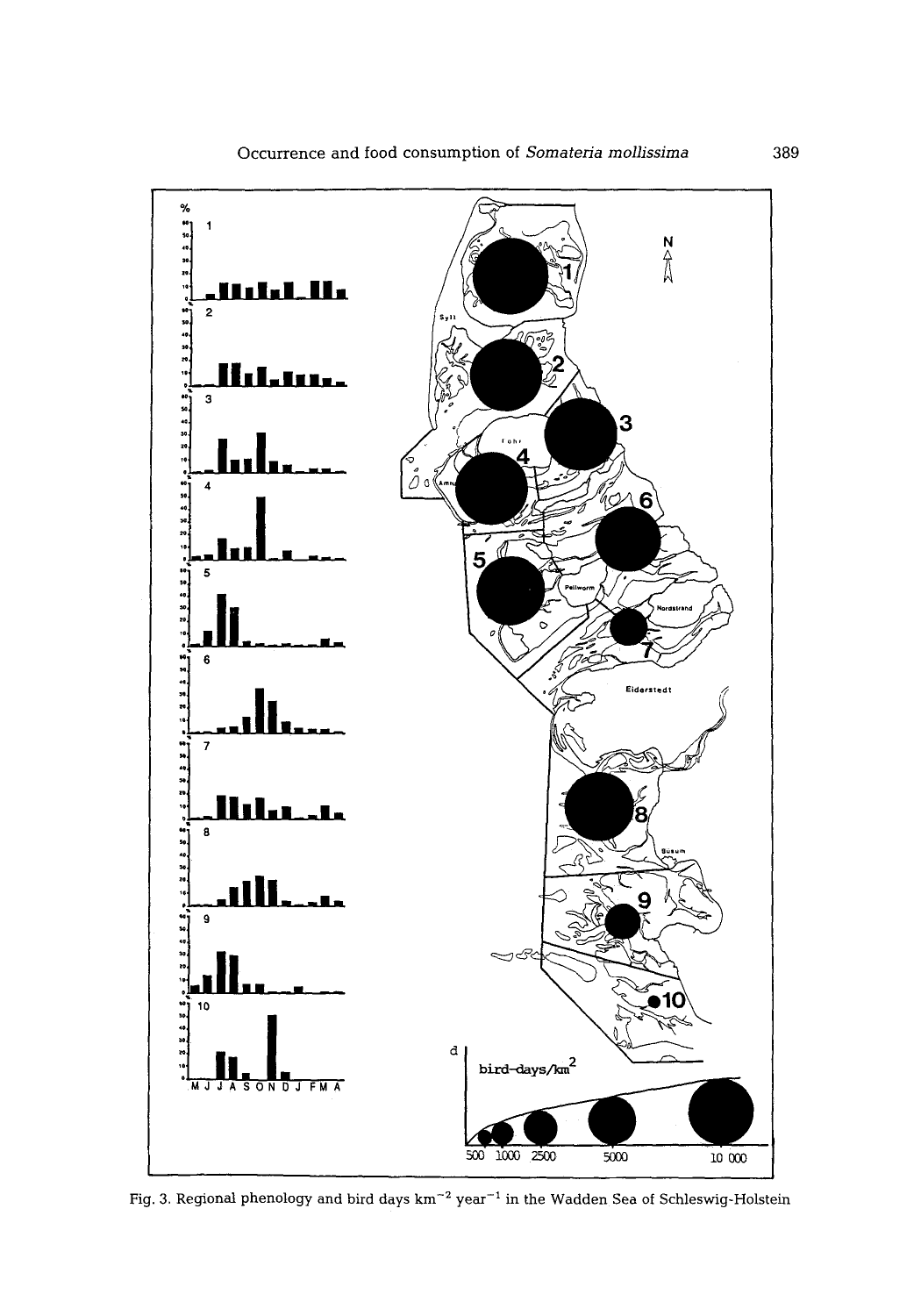Fig. 3. Regional phenology and bird days km$^{-2}$ year$^{-1}$ in the Wadden Sea of Schleswig-Holstein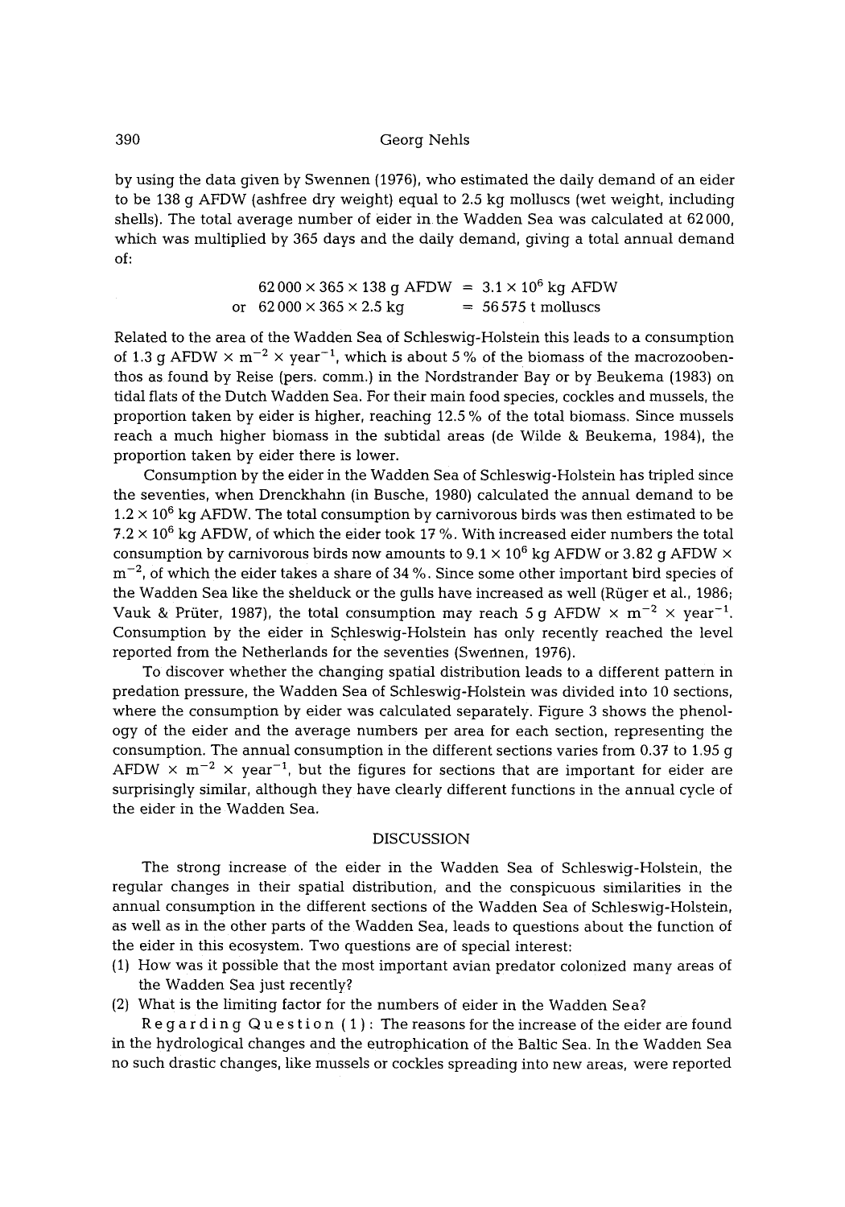by using the data given by Swennen (1976), who estimated the daily demand of an eider to be 138 g AFDW (ashfree dry weight) equal to 2.5 kg molluscs (wet weight, including shells). The total average number of eider in the Wadden Sea was calculated at 62 000, which was multiplied by 365 days and the daily demand, giving a total annual demand of:

$$62\,000 \times 365 \times 138 \text{ g AFDW} = 3.1 \times 10^6 \text{ kg AFDW}$$

$$\text{or} \quad 62\,000 \times 365 \times 2.5 \text{ kg} = 56\,575 \text{ t molluscs}$$

Related to the area of the Wadden Sea of Schleswig-Holstein this leads to a consumption of 1.3 g AFDW $\times$ m$^{-2}$ $\times$ year$^{-1}$, which is about 5 % of the biomass of the macrozoobenthos as found by Reise (pers. comm.) in the Nordstrander Bay or by Beukema (1983) on tidal flats of the Dutch Wadden Sea. For their main food species, cockles and mussels, the proportion taken by eider is higher, reaching 12.5 % of the total biomass. Since mussels reach a much higher biomass in the subtidal areas (de Wilde & Beukema, 1984), the proportion taken by eider there is lower.

Consumption by the eider in the Wadden Sea of Schleswig-Holstein has tripled since the seventies, when Drenckhahn (in Busche, 1980) calculated the annual demand to be $1.2 \times 10^6$ kg AFDW. The total consumption by carnivorous birds was then estimated to be $7.2 \times 10^6$ kg AFDW, of which the eider took 17 %. With increased eider numbers the total consumption by carnivorous birds now amounts to $9.1 \times 10^6$ kg AFDW or 3.82 g AFDW $\times$ m$^{-2}$, of which the eider takes a share of 34 %. Since some other important bird species of the Wadden Sea like the shelduck or the gulls have increased as well (Rüger et al., 1986; Vauk & Prüter, 1987), the total consumption may reach 5 g AFDW $\times$ m$^{-2}$ $\times$ year$^{-1}$. Consumption by the eider in Schleswig-Holstein has only recently reached the level reported from the Netherlands for the seventies (Swennen, 1976).

To discover whether the changing spatial distribution leads to a different pattern in predation pressure, the Wadden Sea of Schleswig-Holstein was divided into 10 sections, where the consumption by eider was calculated separately. Figure 3 shows the phenology of the eider and the average numbers per area for each section, representing the consumption. The annual consumption in the different sections varies from 0.37 to 1.95 g AFDW $\times$ m$^{-2}$ $\times$ year$^{-1}$, but the figures for sections that are important for eider are surprisingly similar, although they have clearly different functions in the annual cycle of the eider in the Wadden Sea.

## DISCUSSION

The strong increase of the eider in the Wadden Sea of Schleswig-Holstein, the regular changes in their spatial distribution, and the conspicuous similarities in the annual consumption in the different sections of the Wadden Sea of Schleswig-Holstein, as well as in the other parts of the Wadden Sea, leads to questions about the function of the eider in this ecosystem. Two questions are of special interest:

(1) How was it possible that the most important avian predator colonized many areas of the Wadden Sea just recently?
(2) What is the limiting factor for the numbers of eider in the Wadden Sea?

Regarding Question (1): The reasons for the increase of the eider are found in the hydrological changes and the eutrophication of the Baltic Sea. In the Wadden Sea no such drastic changes, like mussels or cockles spreading into new areas, were reported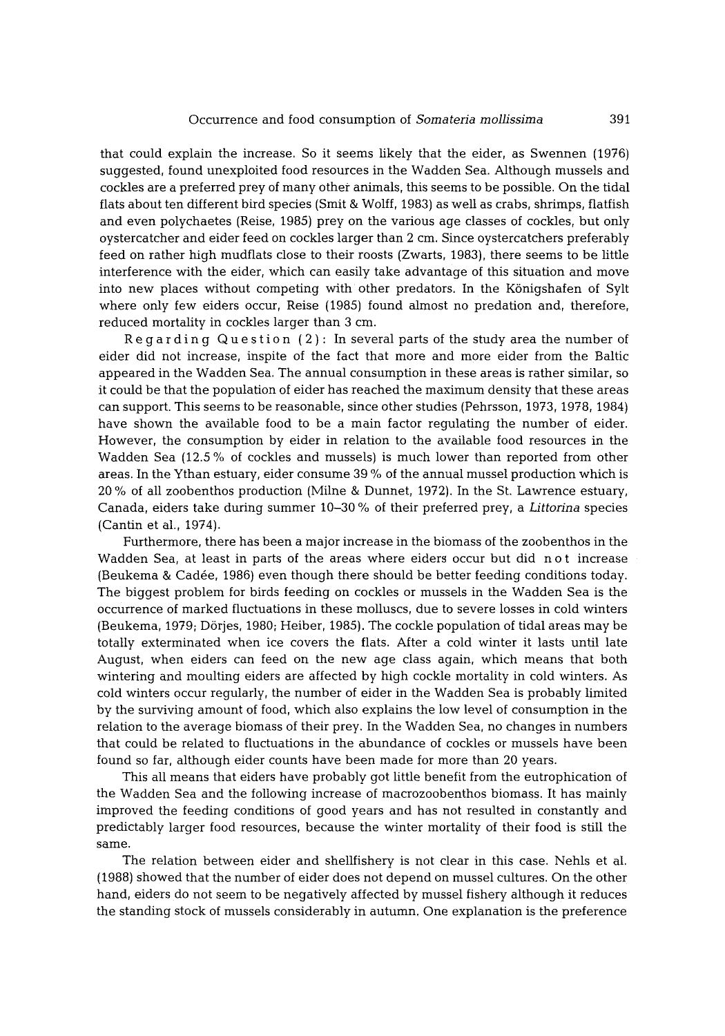that could explain the increase. So it seems likely that the eider, as Swennen (1976) suggested, found unexploited food resources in the Wadden Sea. Although mussels and cockles are a preferred prey of many other animals, this seems to be possible. On the tidal flats about ten different bird species (Smit & Wolff, 1983) as well as crabs, shrimps, flatfish and even polychaetes (Reise, 1985) prey on the various age classes of cockles, but only oystercatcher and eider feed on cockles larger than 2 cm. Since oystercatchers preferably feed on rather high mudflats close to their roosts (Zwarts, 1983), there seems to be little interference with the eider, which can easily take advantage of this situation and move into new places without competing with other predators. In the Königshafen of Sylt where only few eiders occur, Reise (1985) found almost no predation and, therefore, reduced mortality in cockles larger than 3 cm.

Regarding Question (2): In several parts of the study area the number of eider did not increase, inspite of the fact that more and more eider from the Baltic appeared in the Wadden Sea. The annual consumption in these areas is rather similar, so it could be that the population of eider has reached the maximum density that these areas can support. This seems to be reasonable, since other studies (Pehrsson, 1973, 1978, 1984) have shown the available food to be a main factor regulating the number of eider. However, the consumption by eider in relation to the available food resources in the Wadden Sea (12.5 % of cockles and mussels) is much lower than reported from other areas. In the Ythan estuary, eider consume 39 % of the annual mussel production which is 20 % of all zoobenthos production (Milne & Dunnet, 1972). In the St. Lawrence estuary, Canada, eiders take during summer 10–30 % of their preferred prey, a *Littorina* species (Cantin et al., 1974).

Furthermore, there has been a major increase in the biomass of the zoobenthos in the Wadden Sea, at least in parts of the areas where eiders occur but did not increase (Beukema & Cadée, 1986) even though there should be better feeding conditions today. The biggest problem for birds feeding on cockles or mussels in the Wadden Sea is the occurrence of marked fluctuations in these molluscs, due to severe losses in cold winters (Beukema, 1979; Dörjes, 1980; Heiber, 1985). The cockle population of tidal areas may be totally exterminated when ice covers the flats. After a cold winter it lasts until late August, when eiders can feed on the new age class again, which means that both wintering and moulting eiders are affected by high cockle mortality in cold winters. As cold winters occur regularly, the number of eider in the Wadden Sea is probably limited by the surviving amount of food, which also explains the low level of consumption in the relation to the average biomass of their prey. In the Wadden Sea, no changes in numbers that could be related to fluctuations in the abundance of cockles or mussels have been found so far, although eider counts have been made for more than 20 years.

This all means that eiders have probably got little benefit from the eutrophication of the Wadden Sea and the following increase of macrozoobenthos biomass. It has mainly improved the feeding conditions of good years and has not resulted in constantly and predictably larger food resources, because the winter mortality of their food is still the same.

The relation between eider and shellfishery is not clear in this case. Nehls et al. (1988) showed that the number of eider does not depend on mussel cultures. On the other hand, eiders do not seem to be negatively affected by mussel fishery although it reduces the standing stock of mussels considerably in autumn. One explanation is the preference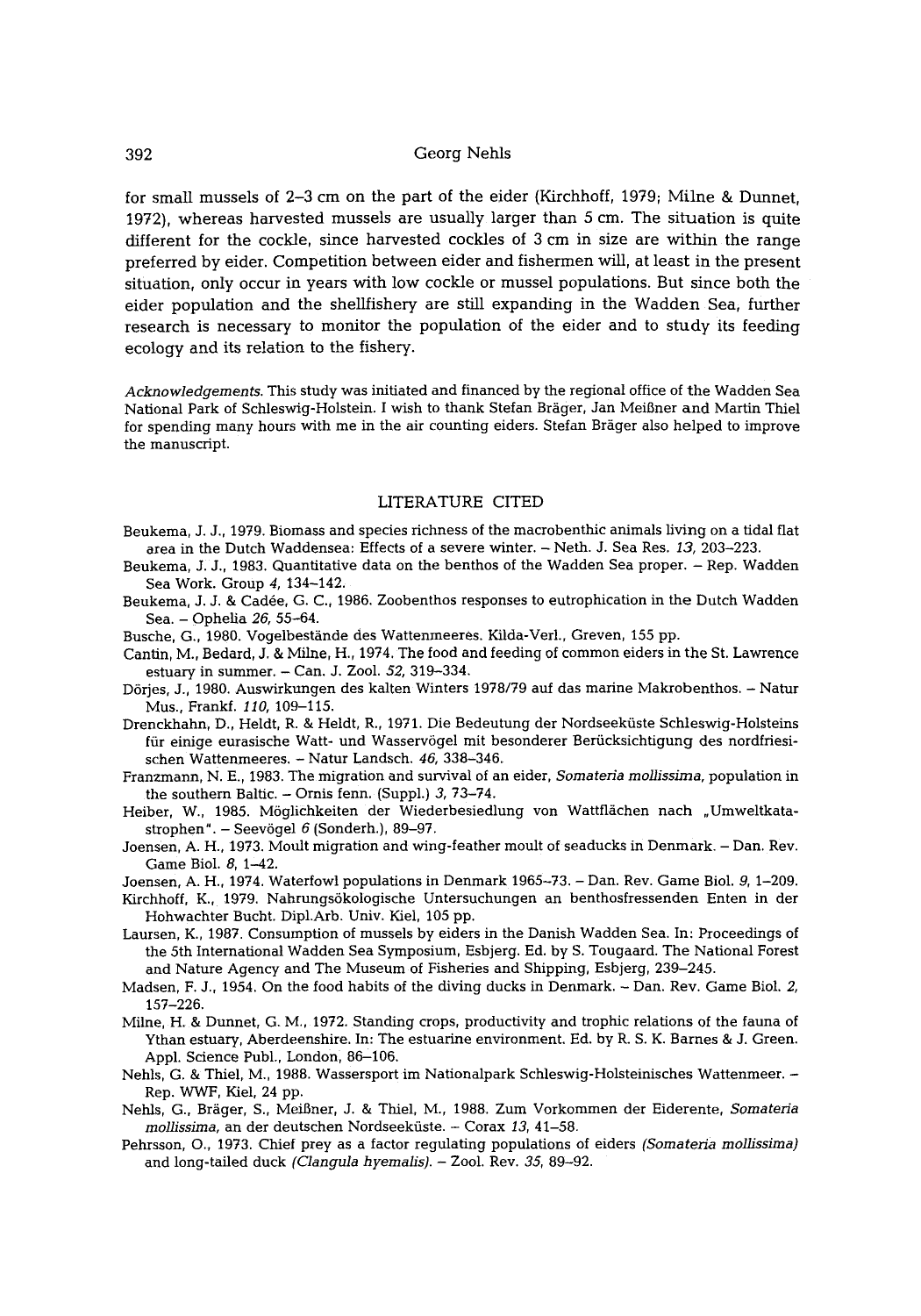for small mussels of 2–3 cm on the part of the eider (Kirchhoff, 1979; Milne & Dunnet, 1972), whereas harvested mussels are usually larger than 5 cm. The situation is quite different for the cockle, since harvested cockles of 3 cm in size are within the range preferred by eider. Competition between eider and fishermen will, at least in the present situation, only occur in years with low cockle or mussel populations. But since both the eider population and the shellfishery are still expanding in the Wadden Sea, further research is necessary to monitor the population of the eider and to study its feeding ecology and its relation to the fishery.

*Acknowledgements.* This study was initiated and financed by the regional office of the Wadden Sea National Park of Schleswig-Holstein. I wish to thank Stefan Bräger, Jan Meißner and Martin Thiel for spending many hours with me in the air counting eiders. Stefan Bräger also helped to improve the manuscript.

## LITERATURE CITED

Beukema, J. J., 1979. Biomass and species richness of the macrobenthic animals living on a tidal flat area in the Dutch Waddensea: Effects of a severe winter. – Neth. J. Sea Res. *13*, 203–223.

Beukema, J. J., 1983. Quantitative data on the benthos of the Wadden Sea proper. – Rep. Wadden Sea Work. Group *4*, 134–142.

Beukema, J. J. & Cadée, G. C., 1986. Zoobenthos responses to eutrophication in the Dutch Wadden Sea. – Ophelia *26*, 55–64.

Busche, G., 1980. Vogelbestände des Wattenmeeres. Kilda-Verl., Greven, 155 pp.

Cantin, M., Bedard, J. & Milne, H., 1974. The food and feeding of common eiders in the St. Lawrence estuary in summer. – Can. J. Zool. *52*, 319–334.

Dörjes, J., 1980. Auswirkungen des kalten Winters 1978/79 auf das marine Makrobenthos. – Natur Mus., Frankf. *110*, 109–115.

Drenckhahn, D., Heldt, R. & Heldt, R., 1971. Die Bedeutung der Nordseeküste Schleswig-Holsteins für einige eurasische Watt- und Wasservögel mit besonderer Berücksichtigung des nordfriesischen Wattenmeeres. – Natur Landsch. *46*, 338–346.

Franzmann, N. E., 1983. The migration and survival of an eider, *Somateria mollissima*, population in the southern Baltic. – Ornis fenn. (Suppl.) *3*, 73–74.

Heiber, W., 1985. Möglichkeiten der Wiederbesiedlung von Wattflächen nach „Umweltkatastrophen". – Seevögel *6* (Sonderh.), 89–97.

Joensen, A. H., 1973. Moult migration and wing-feather moult of seaducks in Denmark. – Dan. Rev. Game Biol. *8*, 1–42.

Joensen, A. H., 1974. Waterfowl populations in Denmark 1965–73. – Dan. Rev. Game Biol. *9*, 1–209.

Kirchhoff, K., 1979. Nahrungsökologische Untersuchungen an benthosfressenden Enten in der Hohwachter Bucht. Dipl.Arb. Univ. Kiel, 105 pp.

Laursen, K., 1987. Consumption of mussels by eiders in the Danish Wadden Sea. In: Proceedings of the 5th International Wadden Sea Symposium, Esbjerg. Ed. by S. Tougaard. The National Forest and Nature Agency and The Museum of Fisheries and Shipping, Esbjerg, 239–245.

Madsen, F. J., 1954. On the food habits of the diving ducks in Denmark. – Dan. Rev. Game Biol. *2*, 157–226.

Milne, H. & Dunnet, G. M., 1972. Standing crops, productivity and trophic relations of the fauna of Ythan estuary, Aberdeenshire. In: The estuarine environment. Ed. by R. S. K. Barnes & J. Green. Appl. Science Publ., London, 86–106.

Nehls, G. & Thiel, M., 1988. Wassersport im Nationalpark Schleswig-Holsteinisches Wattenmeer. – Rep. WWF, Kiel, 24 pp.

Nehls, G., Bräger, S., Meißner, J. & Thiel, M., 1988. Zum Vorkommen der Eiderente, *Somateria mollissima*, an der deutschen Nordseeküste. – Corax *13*, 41–58.

Pehrsson, O., 1973. Chief prey as a factor regulating populations of eiders *(Somateria mollissima)* and long-tailed duck *(Clangula hyemalis)*. – Zool. Rev. *35*, 89–92.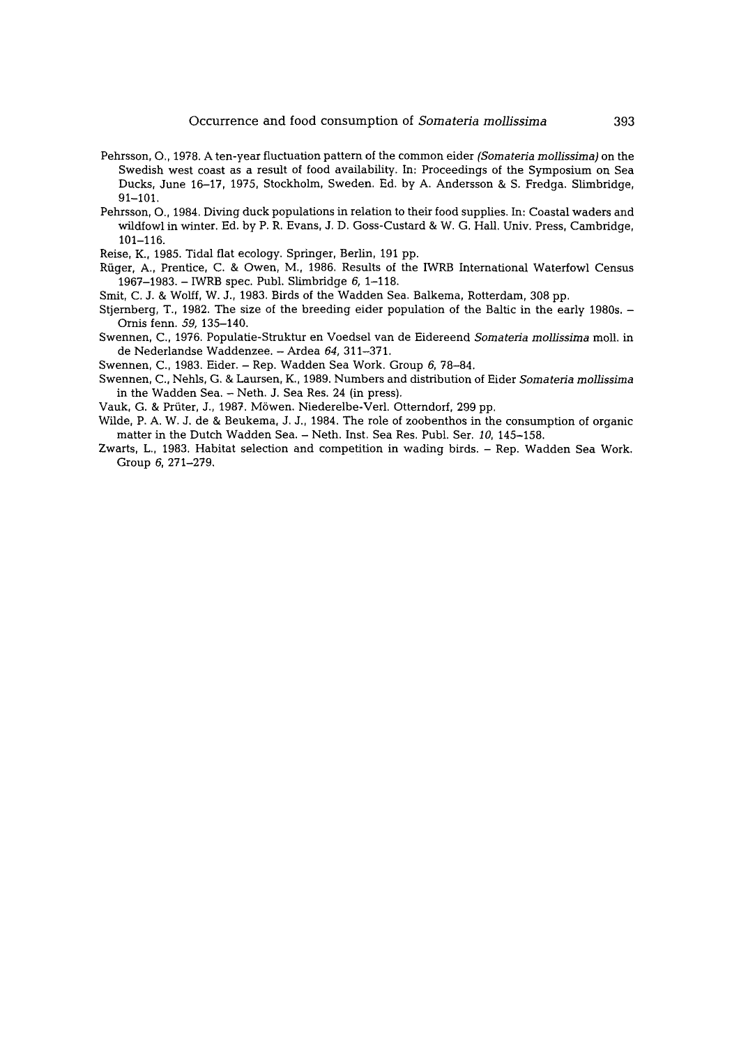Pehrsson, O., 1978. A ten-year fluctuation pattern of the common eider *(Somateria mollissima)* on the Swedish west coast as a result of food availability. In: Proceedings of the Symposium on Sea Ducks, June 16–17, 1975, Stockholm, Sweden. Ed. by A. Andersson & S. Fredga. Slimbridge, 91–101.

Pehrsson, O., 1984. Diving duck populations in relation to their food supplies. In: Coastal waders and wildfowl in winter. Ed. by P. R. Evans, J. D. Goss-Custard & W. G. Hall. Univ. Press, Cambridge, 101–116.

Reise, K., 1985. Tidal flat ecology. Springer, Berlin, 191 pp.

Rüger, A., Prentice, C. & Owen, M., 1986. Results of the IWRB International Waterfowl Census 1967–1983. – IWRB spec. Publ. Slimbridge *6*, 1–118.

Smit, C. J. & Wolff, W. J., 1983. Birds of the Wadden Sea. Balkema, Rotterdam, 308 pp.

Stjernberg, T., 1982. The size of the breeding eider population of the Baltic in the early 1980s. – Ornis fenn. *59*, 135–140.

Swennen, C., 1976. Populatie-Struktur en Voedsel van de Eidereend *Somateria mollissima* moll. in de Nederlandse Waddenzee. – Ardea *64*, 311–371.

Swennen, C., 1983. Eider. – Rep. Wadden Sea Work. Group *6*, 78–84.

Swennen, C., Nehls, G. & Laursen, K., 1989. Numbers and distribution of Eider *Somateria mollissima* in the Wadden Sea. – Neth. J. Sea Res. 24 (in press).

Vauk, G. & Prüter, J., 1987. Möwen. Niederelbe-Verl. Otterndorf, 299 pp.

Wilde, P. A. W. J. de & Beukema, J. J., 1984. The role of zoobenthos in the consumption of organic matter in the Dutch Wadden Sea. – Neth. Inst. Sea Res. Publ. Ser. *10*, 145–158.

Zwarts, L., 1983. Habitat selection and competition in wading birds. – Rep. Wadden Sea Work. Group *6*, 271–279.